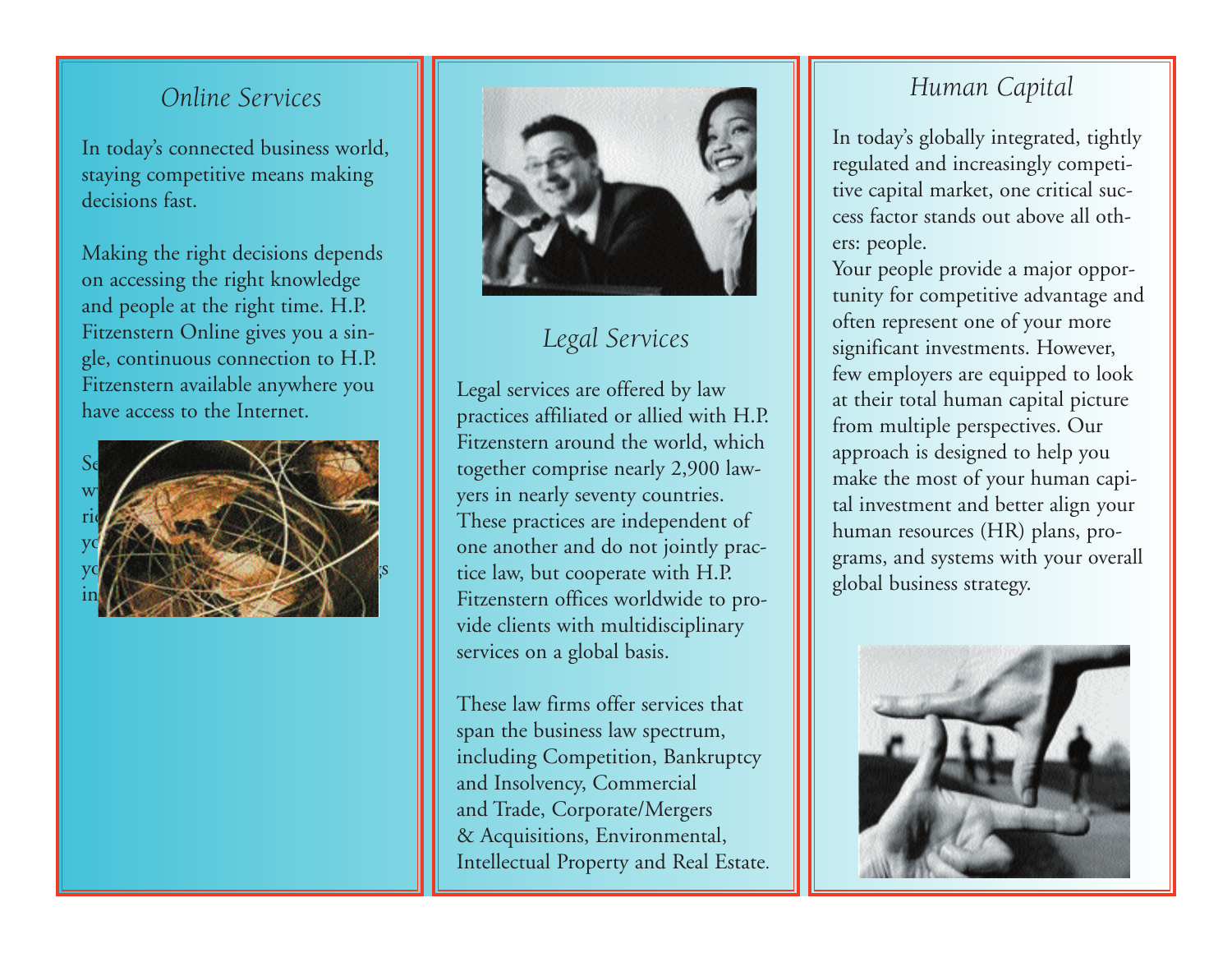## *Online Services*

In today's connected business world, staying competitive means making decisions fast.

Making the right decisions depends on accessing the right knowledge and people at the right time. H.P. Fitzenstern Online gives you a single, continuous connection to H.P. Fitzenstern available anywhere you have access to the Internet.

Se
wi
ri
yo
yo s
in

## *Legal Services*

Legal services are offered by law practices affiliated or allied with H.P. Fitzenstern around the world, which together comprise nearly 2,900 lawyers in nearly seventy countries. These practices are independent of one another and do not jointly practice law, but cooperate with H.P. Fitzenstern offices worldwide to provide clients with multidisciplinary services on a global basis.

These law firms offer services that span the business law spectrum, including Competition, Bankruptcy and Insolvency, Commercial and Trade, Corporate/Mergers & Acquisitions, Environmental, Intellectual Property and Real Estate.

## *Human Capital*

In today's globally integrated, tightly regulated and increasingly competitive capital market, one critical success factor stands out above all others: people.

Your people provide a major opportunity for competitive advantage and often represent one of your more significant investments. However, few employers are equipped to look at their total human capital picture from multiple perspectives. Our approach is designed to help you make the most of your human capital investment and better align your human resources (HR) plans, programs, and systems with your overall global business strategy.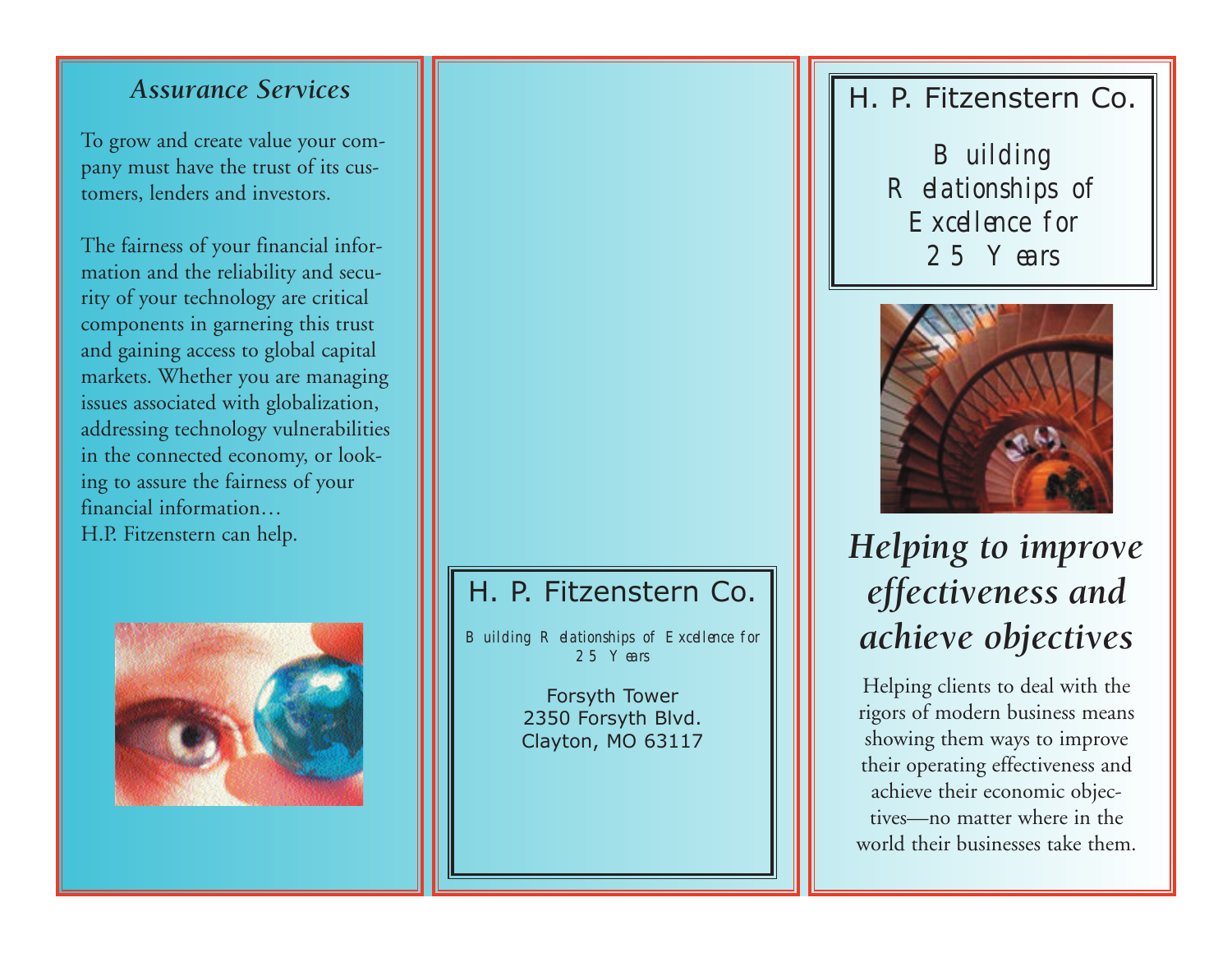## *Assurance Services*

To grow and create value your company must have the trust of its customers, lenders and investors.

The fairness of your financial information and the reliability and security of your technology are critical components in garnering this trust and gaining access to global capital markets. Whether you are managing issues associated with globalization, addressing technology vulnerabilities in the connected economy, or looking to assure the fairness of your financial information…
H.P. Fitzenstern can help.

H. P. Fitzenstern Co.

Building Relationships of Excellence for 25 Years

Forsyth Tower
2350 Forsyth Blvd.
Clayton, MO 63117

# H. P. Fitzenstern Co.

Building Relationships of Excellence for 25 Years

## *Helping to improve effectiveness and achieve objectives*

Helping clients to deal with the rigors of modern business means showing them ways to improve their operating effectiveness and achieve their economic objectives—no matter where in the world their businesses take them.